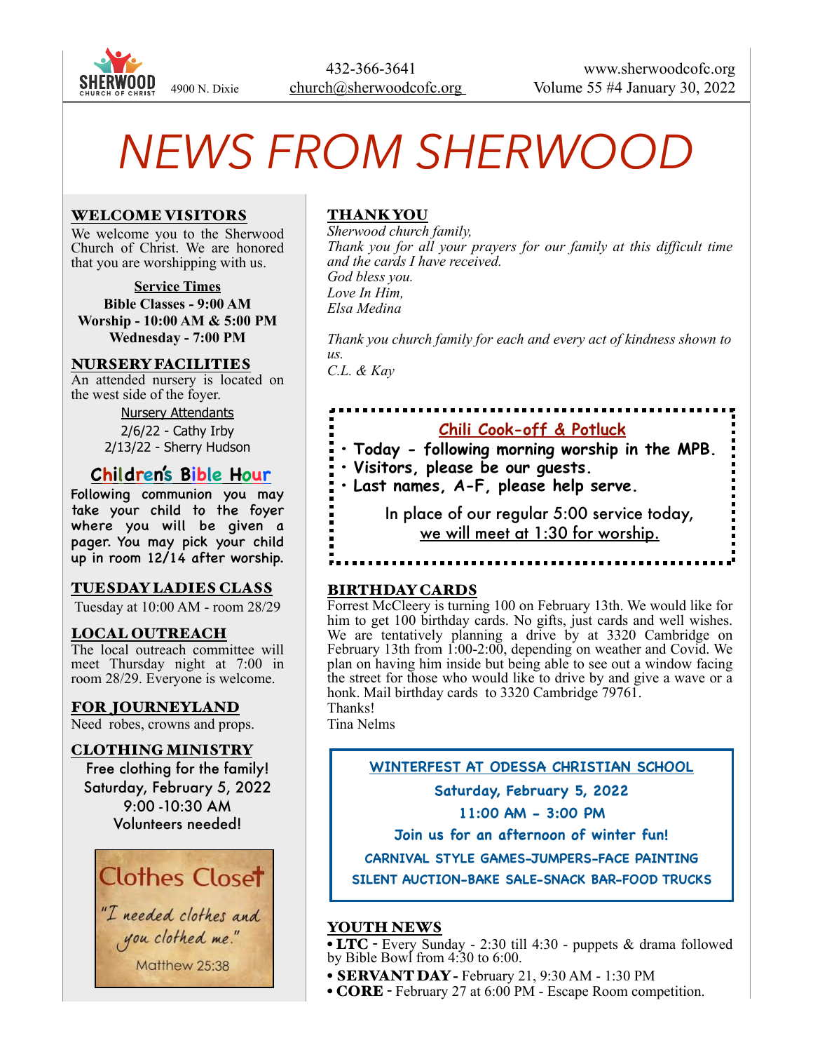SHERWOOD CHURCH OF CHRIST 4900 N. Dixie

432-366-3641
church@sherwoodcofc.org

www.sherwoodcofc.org
Volume 55 #4 January 30, 2022

# *NEWS FROM SHERWOOD*

## WELCOME VISITORS

We welcome you to the Sherwood Church of Christ. We are honored that you are worshipping with us.

**Service Times**
**Bible Classes - 9:00 AM**
**Worship - 10:00 AM & 5:00 PM**
**Wednesday - 7:00 PM**

## NURSERY FACILITIES

An attended nursery is located on the west side of the foyer.

Nursery Attendants
2/6/22 - Cathy Irby
2/13/22 - Sherry Hudson

## Children's Bible Hour

Following communion you may take your child to the foyer where you will be given a pager. You may pick your child up in room 12/14 after worship.

## TUESDAY LADIES CLASS

Tuesday at 10:00 AM - room 28/29

## LOCAL OUTREACH

The local outreach committee will meet Thursday night at 7:00 in room 28/29. Everyone is welcome.

## FOR JOURNEYLAND

Need robes, crowns and props.

## CLOTHING MINISTRY

Free clothing for the family!
Saturday, February 5, 2022
9:00 -10:30 AM
Volunteers needed!

Clothes Closet
"I needed clothes and you clothed me."
Matthew 25:38

## THANK YOU

*Sherwood church family,*
*Thank you for all your prayers for our family at this difficult time and the cards I have received.*
*God bless you.*
*Love In Him,*
*Elsa Medina*

*Thank you church family for each and every act of kindness shown to us.*
*C.L. & Kay*

## Chili Cook-off & Potluck

- **Today - following morning worship in the MPB.**
- **Visitors, please be our guests.**
- **Last names, A-F, please help serve.**

In place of our regular 5:00 service today, we will meet at 1:30 for worship.

## BIRTHDAY CARDS

Forrest McCleery is turning 100 on February 13th. We would like for him to get 100 birthday cards. No gifts, just cards and well wishes. We are tentatively planning a drive by at 3320 Cambridge on February 13th from 1:00-2:00, depending on weather and Covid. We plan on having him inside but being able to see out a window facing the street for those who would like to drive by and give a wave or a honk. Mail birthday cards to 3320 Cambridge 79761.
Thanks!
Tina Nelms

## WINTERFEST AT ODESSA CHRISTIAN SCHOOL

**Saturday, February 5, 2022**
**11:00 AM - 3:00 PM**
**Join us for an afternoon of winter fun!**
**CARNIVAL STYLE GAMES-JUMPERS-FACE PAINTING**
**SILENT AUCTION-BAKE SALE-SNACK BAR-FOOD TRUCKS**

## YOUTH NEWS

- **LTC** - Every Sunday - 2:30 till 4:30 - puppets & drama followed by Bible Bowl from 4:30 to 6:00.
- **SERVANT DAY** - February 21, 9:30 AM - 1:30 PM
- **CORE** - February 27 at 6:00 PM - Escape Room competition.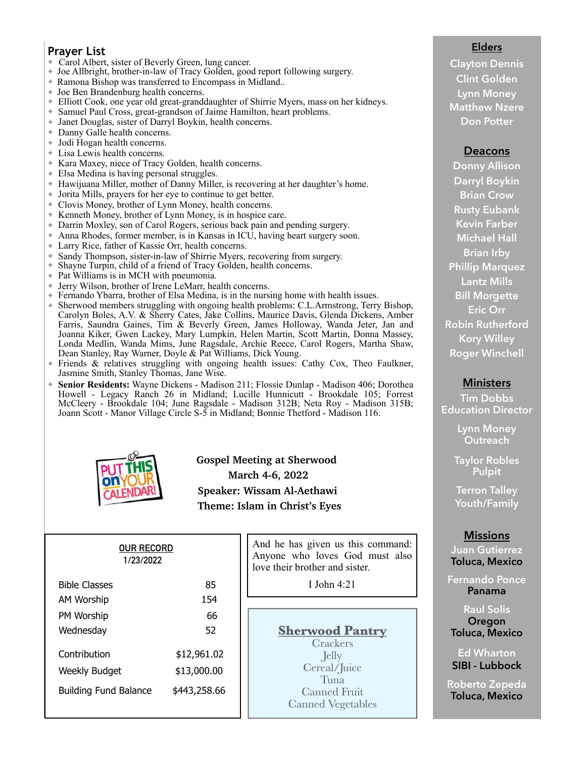## Prayer List

- Carol Albert, sister of Beverly Green, lung cancer.
- Joe Allbright, brother-in-law of Tracy Golden, good report following surgery.
- Ramona Bishop was transferred to Encompass in Midland..
- Joe Ben Brandenburg health concerns.
- Elliott Cook, one year old great-granddaughter of Shirrie Myers, mass on her kidneys.
- Samuel Paul Cross, great-grandson of Jaime Hamilton, heart problems.
- Janet Douglas, sister of Darryl Boykin, health concerns.
- Danny Galle health concerns.
- Jodi Hogan health concerns.
- Lisa Lewis health concerns.
- Kara Maxey, niece of Tracy Golden, health concerns.
- Elsa Medina is having personal struggles.
- Hawijuana Miller, mother of Danny Miller, is recovering at her daughter's home.
- Jorita Mills, prayers for her eye to continue to get better.
- Clovis Money, brother of Lynn Money, health concerns.
- Kenneth Money, brother of Lynn Money, is in hospice care.
- Darrin Moxley, son of Carol Rogers, serious back pain and pending surgery.
- Anna Rhodes, former member, is in Kansas in ICU, having heart surgery soon.
- Larry Rice, father of Kassie Orr, health concerns.
- Sandy Thompson, sister-in-law of Shirrie Myers, recovering from surgery.
- Shayne Turpin, child of a friend of Tracy Golden, health concerns.
- Pat Williams is in MCH with pneumonia.
- Jerry Wilson, brother of Irene LeMarr, health concerns.
- Fernando Ybarra, brother of Elsa Medina, is in the nursing home with health issues.
- Sherwood members struggling with ongoing health problems: C.L.Armstrong, Terry Bishop, Carolyn Boles, A.V. & Sherry Cates, Jake Collins, Maurice Davis, Glenda Dickens, Amber Farris, Saundra Gaines, Tim & Beverly Green, James Holloway, Wanda Jeter, Jan and Joanna Kiker, Gwen Lackey, Mary Lumpkin, Helen Martin, Scott Martin, Donna Massey, Londa Medlin, Wanda Mims, June Ragsdale, Archie Reece, Carol Rogers, Martha Shaw, Dean Stanley, Ray Warner, Doyle & Pat Williams, Dick Young.
- Friends & relatives struggling with ongoing health issues: Cathy Cox, Theo Faulkner, Jasmine Smith, Stanley Thomas, Jane Wise.
- **Senior Residents:** Wayne Dickens - Madison 211; Flossie Dunlap - Madison 406; Dorothea Howell - Legacy Ranch 26 in Midland; Lucille Hunnicutt - Brookdale 105; Forrest McCleery - Brookdale 104; June Ragsdale - Madison 312B; Neta Roy - Madison 315B; Joann Scott - Manor Village Circle S-5 in Midland; Bonnie Thetford - Madison 116.

PUT THIS on YOUR CALENDAR!

**Gospel Meeting at Sherwood**
**March 4-6, 2022**
**Speaker: Wissam Al-Aethawi**
**Theme: Islam in Christ's Eyes**

**OUR RECORD**
1/23/2022

| | |
|---|---|
| Bible Classes | 85 |
| AM Worship | 154 |
| PM Worship | 66 |
| Wednesday | 52 |
| Contribution | $12,961.02 |
| Weekly Budget | $13,000.00 |
| Building Fund Balance | $443,258.66 |

And he has given us this command: Anyone who loves God must also love their brother and sister.

I John 4:21

**Sherwood Pantry**
Crackers
Jelly
Cereal/Juice
Tuna
Canned Fruit
Canned Vegetables

### Elders
Clayton Dennis
Clint Golden
Lynn Money
Matthew Nzere
Don Potter

### Deacons
Donny Allison
Darryl Boykin
Brian Crow
Rusty Eubank
Kevin Farber
Michael Hall
Brian Irby
Phillip Marquez
Lantz Mills
Bill Morgette
Eric Orr
Robin Rutherford
Kory Willey
Roger Winchell

### Ministers
Tim Dobbs
Education Director

Lynn Money
Outreach

Taylor Robles
Pulpit

Terron Talley
Youth/Family

### Missions
Juan Gutierrez
Toluca, Mexico

Fernando Ponce
Panama

Raul Solis
Oregon
Toluca, Mexico

Ed Wharton
SIBI - Lubbock

Roberto Zepeda
Toluca, Mexico